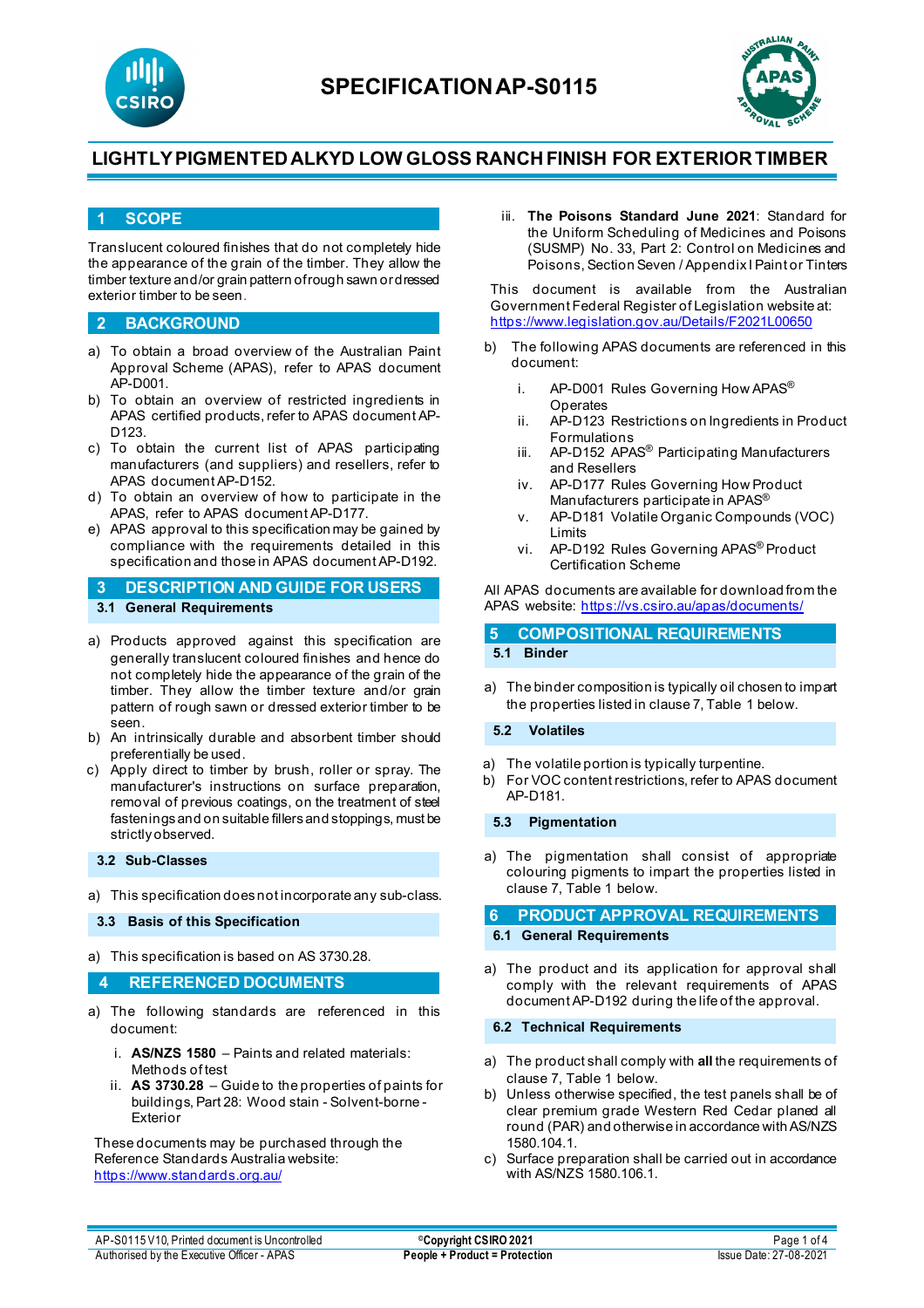# SPECIFICATION AP-S0115

## LIGHTLY PIGMENTED ALKYD LOW GLOSS RANCH FINISH FOR EXTERIOR TIMBER

## 1 SCOPE

Translucent coloured finishes that do not completely hide the appearance of the grain of the timber. They allow the timber texture and/or grain pattern of rough sawn or dressed exterior timber to be seen.

## 2 BACKGROUND

a) To obtain a broad overview of the Australian Paint Approval Scheme (APAS), refer to APAS document AP-D001.
b) To obtain an overview of restricted ingredients in APAS certified products, refer to APAS document AP-D123.
c) To obtain the current list of APAS participating manufacturers (and suppliers) and resellers, refer to APAS document AP-D152.
d) To obtain an overview of how to participate in the APAS, refer to APAS document AP-D177.
e) APAS approval to this specification may be gained by compliance with the requirements detailed in this specification and those in APAS document AP-D192.

## 3 DESCRIPTION AND GUIDE FOR USERS

### 3.1 General Requirements

a) Products approved against this specification are generally translucent coloured finishes and hence do not completely hide the appearance of the grain of the timber. They allow the timber texture and/or grain pattern of rough sawn or dressed exterior timber to be seen.
b) An intrinsically durable and absorbent timber should preferentially be used.
c) Apply direct to timber by brush, roller or spray. The manufacturer's instructions on surface preparation, removal of previous coatings, on the treatment of steel fastenings and on suitable fillers and stoppings, must be strictly observed.

### 3.2 Sub-Classes

a) This specification does not incorporate any sub-class.

### 3.3 Basis of this Specification

a) This specification is based on AS 3730.28.

## 4 REFERENCED DOCUMENTS

a) The following standards are referenced in this document:

   i. **AS/NZS 1580** – Paints and related materials: Methods of test
   ii. **AS 3730.28** – Guide to the properties of paints for buildings, Part 28: Wood stain - Solvent-borne - Exterior

These documents may be purchased through the Reference Standards Australia website: https://www.standards.org.au/

   iii. **The Poisons Standard June 2021**: Standard for the Uniform Scheduling of Medicines and Poisons (SUSMP) No. 33, Part 2: Control on Medicines and Poisons, Section Seven / Appendix I Paint or Tinters

This document is available from the Australian Government Federal Register of Legislation website at: https://www.legislation.gov.au/Details/F2021L00650

b) The following APAS documents are referenced in this document:

   i. AP-D001 Rules Governing How APAS® Operates
   ii. AP-D123 Restrictions on Ingredients in Product Formulations
   iii. AP-D152 APAS® Participating Manufacturers and Resellers
   iv. AP-D177 Rules Governing How Product Manufacturers participate in APAS®
   v. AP-D181 Volatile Organic Compounds (VOC) Limits
   vi. AP-D192 Rules Governing APAS® Product Certification Scheme

All APAS documents are available for download from the APAS website: https://vs.csiro.au/apas/documents/

## 5 COMPOSITIONAL REQUIREMENTS

### 5.1 Binder

a) The binder composition is typically oil chosen to impart the properties listed in clause 7, Table 1 below.

### 5.2 Volatiles

a) The volatile portion is typically turpentine.
b) For VOC content restrictions, refer to APAS document AP-D181.

### 5.3 Pigmentation

a) The pigmentation shall consist of appropriate colouring pigments to impart the properties listed in clause 7, Table 1 below.

## 6 PRODUCT APPROVAL REQUIREMENTS

### 6.1 General Requirements

a) The product and its application for approval shall comply with the relevant requirements of APAS document AP-D192 during the life of the approval.

### 6.2 Technical Requirements

a) The product shall comply with **all** the requirements of clause 7, Table 1 below.
b) Unless otherwise specified, the test panels shall be of clear premium grade Western Red Cedar planed all round (PAR) and otherwise in accordance with AS/NZS 1580.104.1.
c) Surface preparation shall be carried out in accordance with AS/NZS 1580.106.1.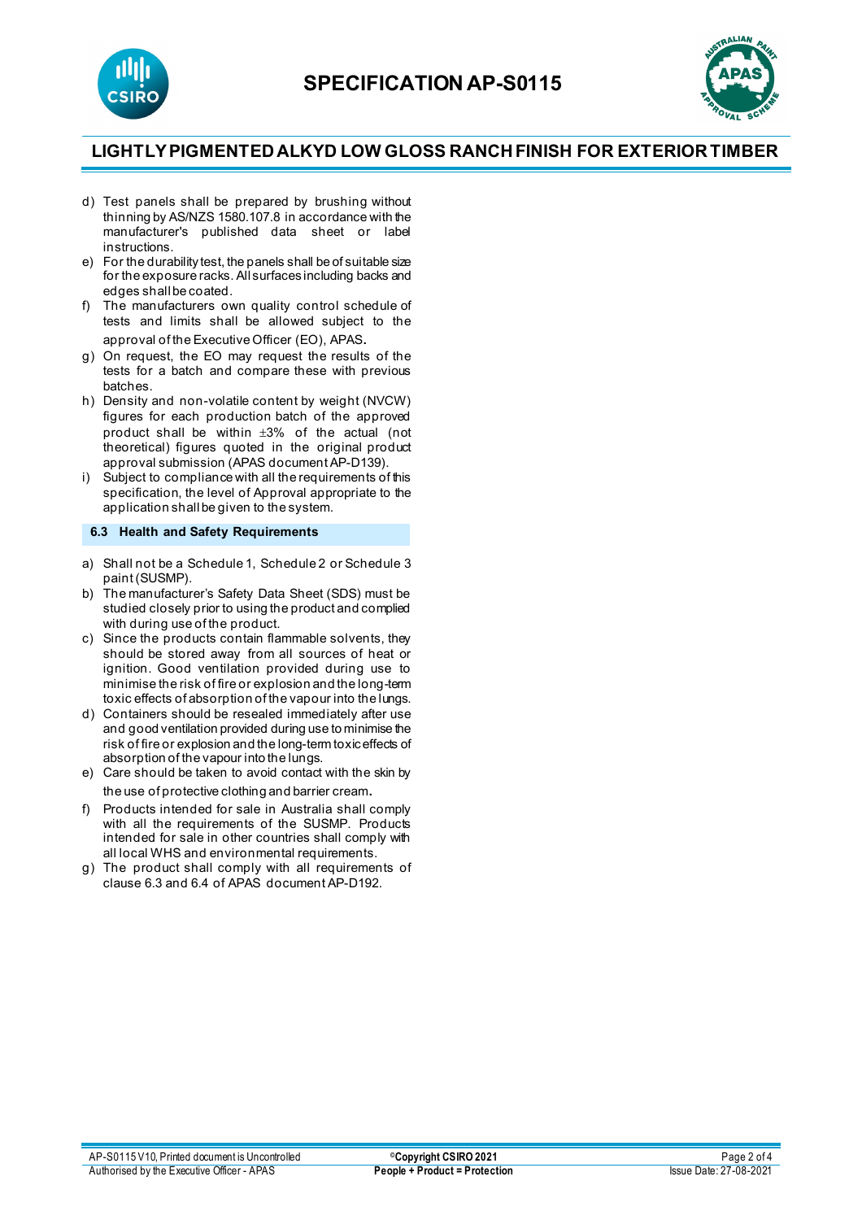d) Test panels shall be prepared by brushing without thinning by AS/NZS 1580.107.8 in accordance with the manufacturer's published data sheet or label instructions.
e) For the durability test, the panels shall be of suitable size for the exposure racks. All surfaces including backs and edges shall be coated.
f) The manufacturers own quality control schedule of tests and limits shall be allowed subject to the approval of the Executive Officer (EO), APAS.
g) On request, the EO may request the results of the tests for a batch and compare these with previous batches.
h) Density and non-volatile content by weight (NVCW) figures for each production batch of the approved product shall be within ±3% of the actual (not theoretical) figures quoted in the original product approval submission (APAS document AP-D139).
i) Subject to compliance with all the requirements of this specification, the level of Approval appropriate to the application shall be given to the system.

### 6.3 Health and Safety Requirements

a) Shall not be a Schedule 1, Schedule 2 or Schedule 3 paint (SUSMP).
b) The manufacturer's Safety Data Sheet (SDS) must be studied closely prior to using the product and complied with during use of the product.
c) Since the products contain flammable solvents, they should be stored away from all sources of heat or ignition. Good ventilation provided during use to minimise the risk of fire or explosion and the long-term toxic effects of absorption of the vapour into the lungs.
d) Containers should be resealed immediately after use and good ventilation provided during use to minimise the risk of fire or explosion and the long-term toxic effects of absorption of the vapour into the lungs.
e) Care should be taken to avoid contact with the skin by the use of protective clothing and barrier cream.
f) Products intended for sale in Australia shall comply with all the requirements of the SUSMP. Products intended for sale in other countries shall comply with all local WHS and environmental requirements.
g) The product shall comply with all requirements of clause 6.3 and 6.4 of APAS document AP-D192.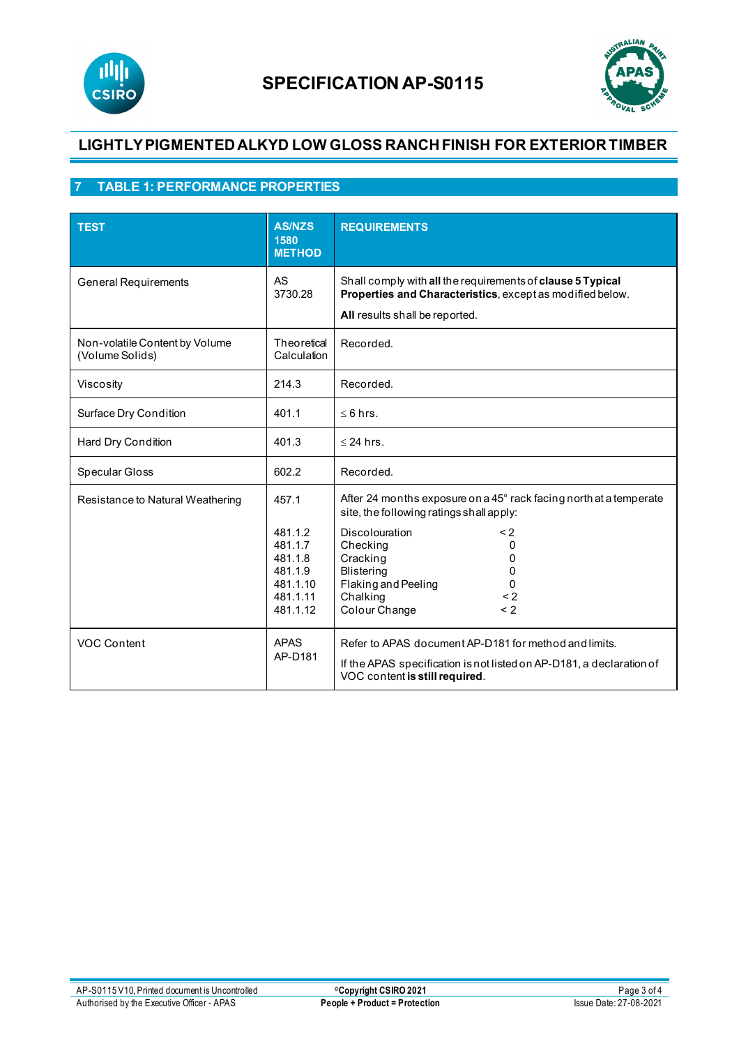# SPECIFICATION AP-S0115

## LIGHTLY PIGMENTED ALKYD LOW GLOSS RANCH FINISH FOR EXTERIOR TIMBER

## 7 TABLE 1: PERFORMANCE PROPERTIES

| TEST | AS/NZS 1580 METHOD | REQUIREMENTS |
|---|---|---|
| General Requirements | AS 3730.28 | Shall comply with **all** the requirements of **clause 5 Typical Properties and Characteristics**, except as modified below.<br><br>**All** results shall be reported. |
| Non-volatile Content by Volume (Volume Solids) | Theoretical Calculation | Recorded. |
| Viscosity | 214.3 | Recorded. |
| Surface Dry Condition | 401.1 | ≤ 6 hrs. |
| Hard Dry Condition | 401.3 | ≤ 24 hrs. |
| Specular Gloss | 602.2 | Recorded. |
| Resistance to Natural Weathering | 457.1<br><br>481.1.2<br>481.1.7<br>481.1.8<br>481.1.9<br>481.1.10<br>481.1.11<br>481.1.12 | After 24 months exposure on a 45° rack facing north at a temperate site, the following ratings shall apply:<br><br>Discolouration < 2<br>Checking 0<br>Cracking 0<br>Blistering 0<br>Flaking and Peeling 0<br>Chalking < 2<br>Colour Change < 2 |
| VOC Content | APAS AP-D181 | Refer to APAS document AP-D181 for method and limits.<br><br>If the APAS specification is not listed on AP-D181, a declaration of VOC content **is still required**. |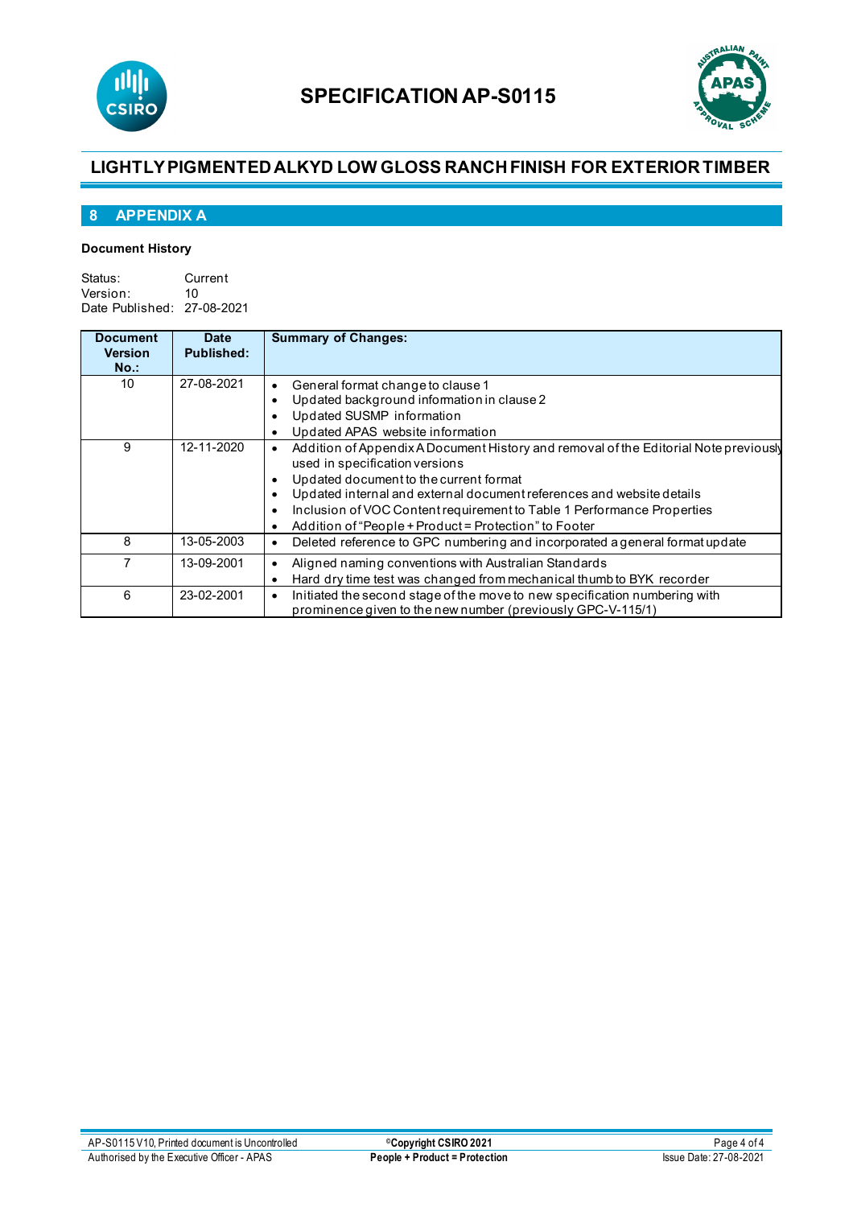# SPECIFICATION AP-S0115

## LIGHTLY PIGMENTED ALKYD LOW GLOSS RANCH FINISH FOR EXTERIOR TIMBER

## 8 APPENDIX A

**Document History**

Status: Current
Version: 10
Date Published: 27-08-2021

| Document Version No.: | Date Published: | Summary of Changes: |
|---|---|---|
| 10 | 27-08-2021 | • General format change to clause 1<br>• Updated background information in clause 2<br>• Updated SUSMP information<br>• Updated APAS website information |
| 9 | 12-11-2020 | • Addition of Appendix A Document History and removal of the Editorial Note previously used in specification versions<br>• Updated document to the current format<br>• Updated internal and external document references and website details<br>• Inclusion of VOC Content requirement to Table 1 Performance Properties<br>• Addition of "People + Product = Protection" to Footer |
| 8 | 13-05-2003 | • Deleted reference to GPC numbering and incorporated a general format update |
| 7 | 13-09-2001 | • Aligned naming conventions with Australian Standards<br>• Hard dry time test was changed from mechanical thumb to BYK recorder |
| 6 | 23-02-2001 | • Initiated the second stage of the move to new specification numbering with prominence given to the new number (previously GPC-V-115/1) |